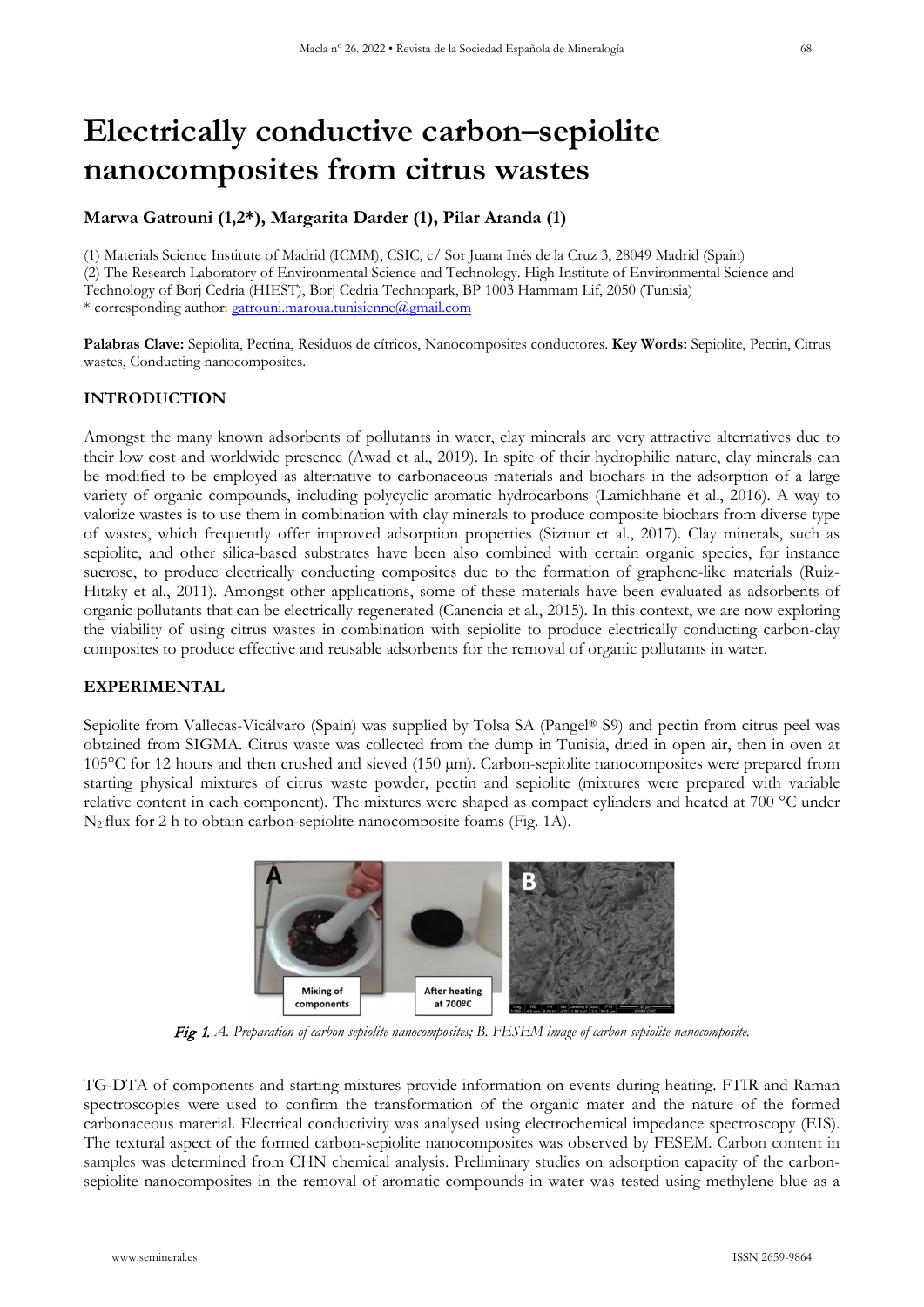# Electrically conductive carbon–sepiolite nanocomposites from citrus wastes

**Marwa Gatrouni (1,2*), Margarita Darder (1), Pilar Aranda (1)**

(1) Materials Science Institute of Madrid (ICMM), CSIC, c/ Sor Juana Inés de la Cruz 3, 28049 Madrid (Spain)
(2) The Research Laboratory of Environmental Science and Technology. High Institute of Environmental Science and Technology of Borj Cedria (HIEST), Borj Cedria Technopark, BP 1003 Hammam Lif, 2050 (Tunisia)
* corresponding author: gatrouni.maroua.tunisienne@gmail.com

**Palabras Clave:** Sepiolita, Pectina, Residuos de cítricos, Nanocomposites conductores. **Key Words:** Sepiolite, Pectin, Citrus wastes, Conducting nanocomposites.

## INTRODUCTION

Amongst the many known adsorbents of pollutants in water, clay minerals are very attractive alternatives due to their low cost and worldwide presence (Awad et al., 2019). In spite of their hydrophilic nature, clay minerals can be modified to be employed as alternative to carbonaceous materials and biochars in the adsorption of a large variety of organic compounds, including polycyclic aromatic hydrocarbons (Lamichhane et al., 2016). A way to valorize wastes is to use them in combination with clay minerals to produce composite biochars from diverse type of wastes, which frequently offer improved adsorption properties (Sizmur et al., 2017). Clay minerals, such as sepiolite, and other silica-based substrates have been also combined with certain organic species, for instance sucrose, to produce electrically conducting composites due to the formation of graphene-like materials (Ruiz-Hitzky et al., 2011). Amongst other applications, some of these materials have been evaluated as adsorbents of organic pollutants that can be electrically regenerated (Canencia et al., 2015). In this context, we are now exploring the viability of using citrus wastes in combination with sepiolite to produce electrically conducting carbon-clay composites to produce effective and reusable adsorbents for the removal of organic pollutants in water.

## EXPERIMENTAL

Sepiolite from Vallecas-Vicálvaro (Spain) was supplied by Tolsa SA (Pangel® S9) and pectin from citrus peel was obtained from SIGMA. Citrus waste was collected from the dump in Tunisia, dried in open air, then in oven at 105°C for 12 hours and then crushed and sieved (150 μm). Carbon-sepiolite nanocomposites were prepared from starting physical mixtures of citrus waste powder, pectin and sepiolite (mixtures were prepared with variable relative content in each component). The mixtures were shaped as compact cylinders and heated at 700 °C under $N_2$ flux for 2 h to obtain carbon-sepiolite nanocomposite foams (Fig. 1A).

*Fig 1. A. Preparation of carbon-sepiolite nanocomposites; B. FESEM image of carbon-sepiolite nanocomposite.*

TG-DTA of components and starting mixtures provide information on events during heating. FTIR and Raman spectroscopies were used to confirm the transformation of the organic mater and the nature of the formed carbonaceous material. Electrical conductivity was analysed using electrochemical impedance spectroscopy (EIS). The textural aspect of the formed carbon-sepiolite nanocomposites was observed by FESEM. Carbon content in samples was determined from CHN chemical analysis. Preliminary studies on adsorption capacity of the carbon-sepiolite nanocomposites in the removal of aromatic compounds in water was tested using methylene blue as a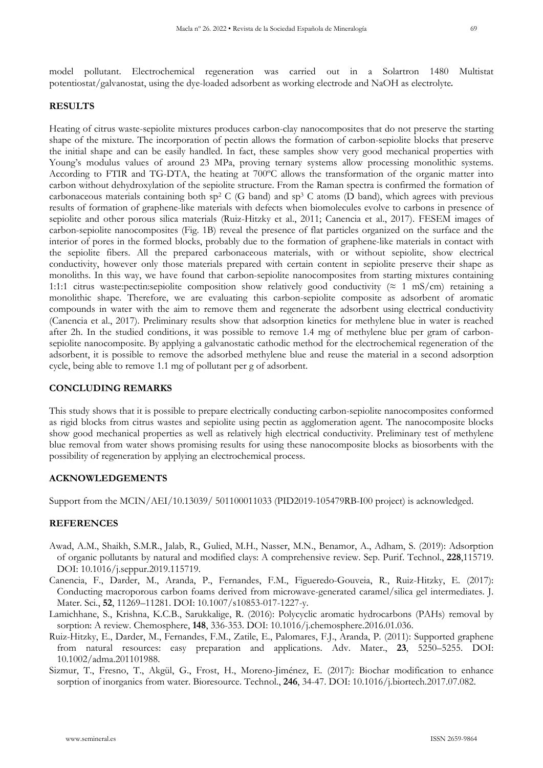model pollutant. Electrochemical regeneration was carried out in a Solartron 1480 Multistat potentiostat/galvanostat, using the dye-loaded adsorbent as working electrode and NaOH as electrolyte.

## RESULTS

Heating of citrus waste-sepiolite mixtures produces carbon-clay nanocomposites that do not preserve the starting shape of the mixture. The incorporation of pectin allows the formation of carbon-sepiolite blocks that preserve the initial shape and can be easily handled. In fact, these samples show very good mechanical properties with Young's modulus values of around 23 MPa, proving ternary systems allow processing monolithic systems. According to FTIR and TG-DTA, the heating at 700ºC allows the transformation of the organic matter into carbon without dehydroxylation of the sepiolite structure. From the Raman spectra is confirmed the formation of carbonaceous materials containing both $sp^2$ C (G band) and $sp^3$ C atoms (D band), which agrees with previous results of formation of graphene-like materials with defects when biomolecules evolve to carbons in presence of sepiolite and other porous silica materials (Ruiz-Hitzky et al., 2011; Canencia et al., 2017). FESEM images of carbon-sepiolite nanocomposites (Fig. 1B) reveal the presence of flat particles organized on the surface and the interior of pores in the formed blocks, probably due to the formation of graphene-like materials in contact with the sepiolite fibers. All the prepared carbonaceous materials, with or without sepiolite, show electrical conductivity, however only those materials prepared with certain content in sepiolite preserve their shape as monoliths. In this way, we have found that carbon-sepiolite nanocomposites from starting mixtures containing 1:1:1 citrus waste:pectin:sepiolite composition show relatively good conductivity ($\approx$ 1 mS/cm) retaining a monolithic shape. Therefore, we are evaluating this carbon-sepiolite composite as adsorbent of aromatic compounds in water with the aim to remove them and regenerate the adsorbent using electrical conductivity (Canencia et al., 2017). Preliminary results show that adsorption kinetics for methylene blue in water is reached after 2h. In the studied conditions, it was possible to remove 1.4 mg of methylene blue per gram of carbon-sepiolite nanocomposite. By applying a galvanostatic cathodic method for the electrochemical regeneration of the adsorbent, it is possible to remove the adsorbed methylene blue and reuse the material in a second adsorption cycle, being able to remove 1.1 mg of pollutant per g of adsorbent.

## CONCLUDING REMARKS

This study shows that it is possible to prepare electrically conducting carbon-sepiolite nanocomposites conformed as rigid blocks from citrus wastes and sepiolite using pectin as agglomeration agent. The nanocomposite blocks show good mechanical properties as well as relatively high electrical conductivity. Preliminary test of methylene blue removal from water shows promising results for using these nanocomposite blocks as biosorbents with the possibility of regeneration by applying an electrochemical process.

## ACKNOWLEDGEMENTS

Support from the MCIN/AEI/10.13039/ 501100011033 (PID2019-105479RB-I00 project) is acknowledged.

## REFERENCES

Awad, A.M., Shaikh, S.M.R., Jalab, R., Gulied, M.H., Nasser, M.N., Benamor, A., Adham, S. (2019): Adsorption of organic pollutants by natural and modified clays: A comprehensive review. Sep. Purif. Technol., **228**,115719. DOI: 10.1016/j.seppur.2019.115719.

Canencia, F., Darder, M., Aranda, P., Fernandes, F.M., Figueredo-Gouveia, R., Ruiz-Hitzky, E. (2017): Conducting macroporous carbon foams derived from microwave-generated caramel/silica gel intermediates. J. Mater. Sci., **52**, 11269–11281. DOI: 10.1007/s10853-017-1227-y.

Lamichhane, S., Krishna, K.C.B., Sarukkalige, R. (2016): Polycyclic aromatic hydrocarbons (PAHs) removal by sorption: A review. Chemosphere, **148**, 336-353. DOI: 10.1016/j.chemosphere.2016.01.036.

Ruiz-Hitzky, E., Darder, M., Fernandes, F.M., Zatile, E., Palomares, F.J., Aranda, P. (2011): Supported graphene from natural resources: easy preparation and applications. Adv. Mater., **23**, 5250–5255. DOI: 10.1002/adma.201101988.

Sizmur, T., Fresno, T., Akgül, G., Frost, H., Moreno-Jiménez, E. (2017): Biochar modification to enhance sorption of inorganics from water. Bioresource. Technol., **246**, 34-47. DOI: 10.1016/j.biortech.2017.07.082.